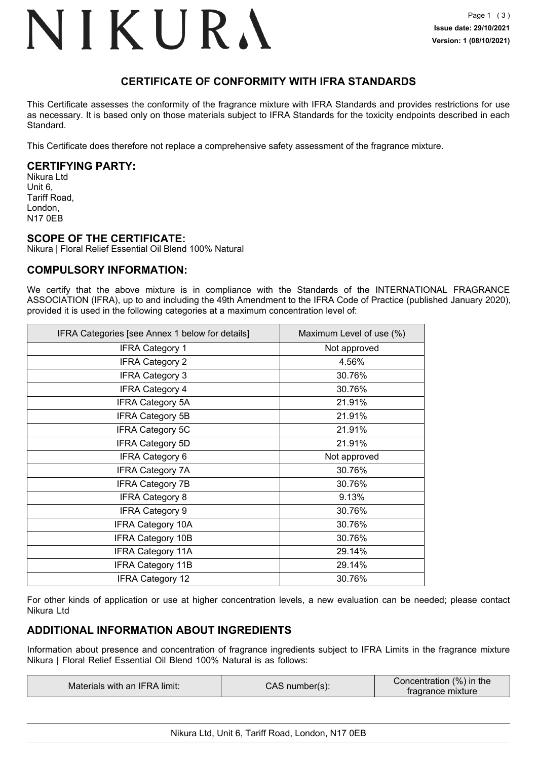# NIKURA

**Issue date: 29/10/2021**
**Version: 1 (08/10/2021)**

## CERTIFICATE OF CONFORMITY WITH IFRA STANDARDS

This Certificate assesses the conformity of the fragrance mixture with IFRA Standards and provides restrictions for use as necessary. It is based only on those materials subject to IFRA Standards for the toxicity endpoints described in each Standard.

This Certificate does therefore not replace a comprehensive safety assessment of the fragrance mixture.

### CERTIFYING PARTY:

Nikura Ltd
Unit 6,
Tariff Road,
London,
N17 0EB

### SCOPE OF THE CERTIFICATE:

Nikura | Floral Relief Essential Oil Blend 100% Natural

### COMPULSORY INFORMATION:

We certify that the above mixture is in compliance with the Standards of the INTERNATIONAL FRAGRANCE ASSOCIATION (IFRA), up to and including the 49th Amendment to the IFRA Code of Practice (published January 2020), provided it is used in the following categories at a maximum concentration level of:

| IFRA Categories [see Annex 1 below for details] | Maximum Level of use (%) |
|---|---|
| IFRA Category 1 | Not approved |
| IFRA Category 2 | 4.56% |
| IFRA Category 3 | 30.76% |
| IFRA Category 4 | 30.76% |
| IFRA Category 5A | 21.91% |
| IFRA Category 5B | 21.91% |
| IFRA Category 5C | 21.91% |
| IFRA Category 5D | 21.91% |
| IFRA Category 6 | Not approved |
| IFRA Category 7A | 30.76% |
| IFRA Category 7B | 30.76% |
| IFRA Category 8 | 9.13% |
| IFRA Category 9 | 30.76% |
| IFRA Category 10A | 30.76% |
| IFRA Category 10B | 30.76% |
| IFRA Category 11A | 29.14% |
| IFRA Category 11B | 29.14% |
| IFRA Category 12 | 30.76% |

For other kinds of application or use at higher concentration levels, a new evaluation can be needed; please contact Nikura Ltd

### ADDITIONAL INFORMATION ABOUT INGREDIENTS

Information about presence and concentration of fragrance ingredients subject to IFRA Limits in the fragrance mixture Nikura | Floral Relief Essential Oil Blend 100% Natural is as follows:

| Materials with an IFRA limit: | CAS number(s): | Concentration (%) in the fragrance mixture |
|---|---|---|

Nikura Ltd, Unit 6, Tariff Road, London, N17 0EB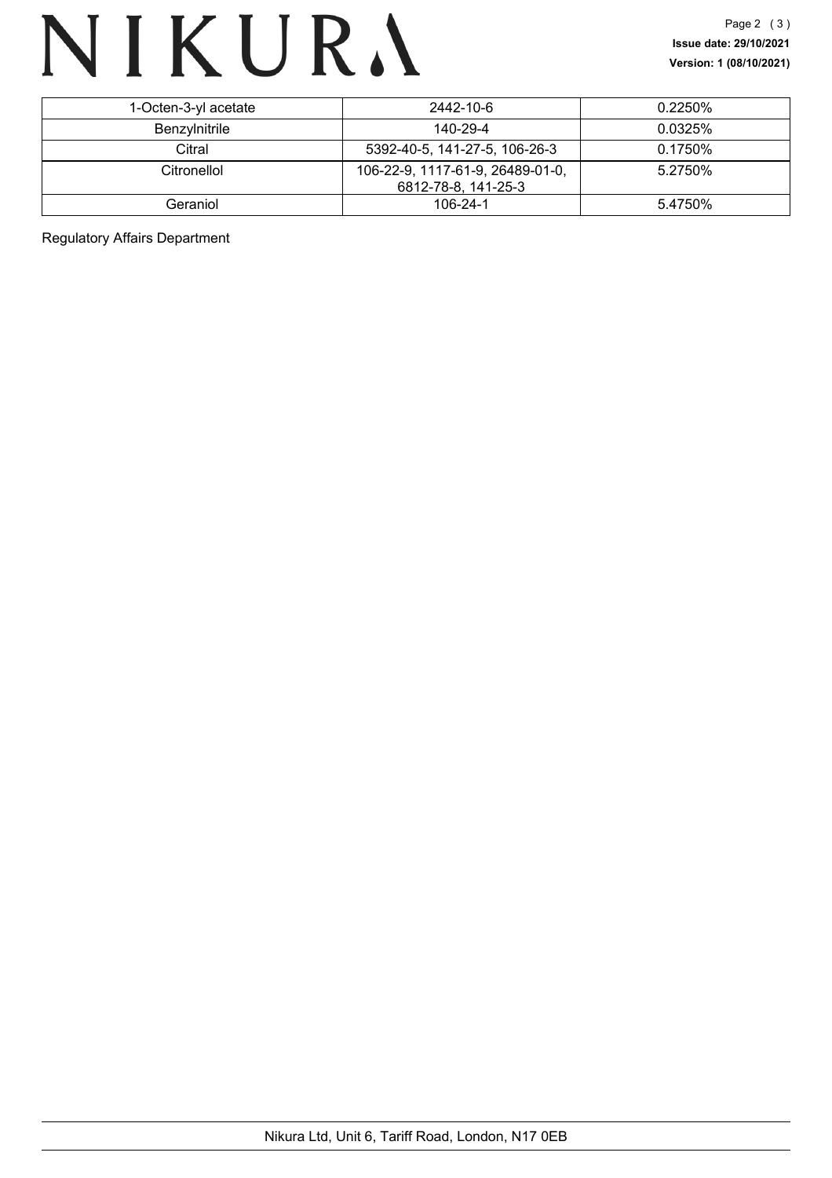| 1-Octen-3-yl acetate | 2442-10-6 | 0.2250% |
|---|---|---|
| Benzylnitrile | 140-29-4 | 0.0325% |
| Citral | 5392-40-5, 141-27-5, 106-26-3 | 0.1750% |
| Citronellol | 106-22-9, 1117-61-9, 26489-01-0, 6812-78-8, 141-25-3 | 5.2750% |
| Geraniol | 106-24-1 | 5.4750% |

Regulatory Affairs Department

Nikura Ltd, Unit 6, Tariff Road, London, N17 0EB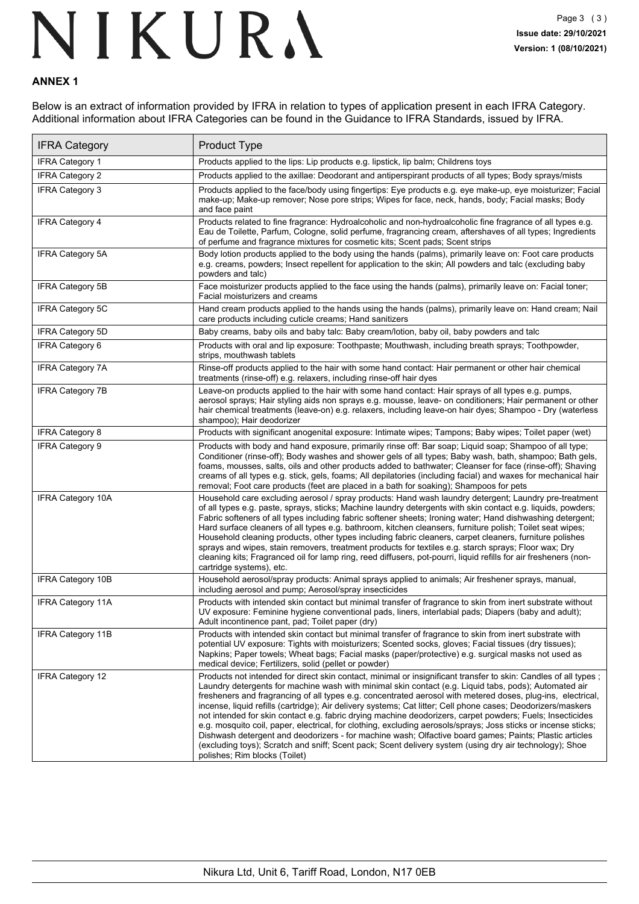## ANNEX 1

Below is an extract of information provided by IFRA in relation to types of application present in each IFRA Category. Additional information about IFRA Categories can be found in the Guidance to IFRA Standards, issued by IFRA.

| IFRA Category | Product Type |
|---|---|
| IFRA Category 1 | Products applied to the lips: Lip products e.g. lipstick, lip balm; Childrens toys |
| IFRA Category 2 | Products applied to the axillae: Deodorant and antiperspirant products of all types; Body sprays/mists |
| IFRA Category 3 | Products applied to the face/body using fingertips: Eye products e.g. eye make-up, eye moisturizer; Facial make-up; Make-up remover; Nose pore strips; Wipes for face, neck, hands, body; Facial masks; Body and face paint |
| IFRA Category 4 | Products related to fine fragrance: Hydroalcoholic and non-hydroalcoholic fine fragrance of all types e.g. Eau de Toilette, Parfum, Cologne, solid perfume, fragrancing cream, aftershaves of all types; Ingredients of perfume and fragrance mixtures for cosmetic kits; Scent pads; Scent strips |
| IFRA Category 5A | Body lotion products applied to the body using the hands (palms), primarily leave on: Foot care products e.g. creams, powders; Insect repellent for application to the skin; All powders and talc (excluding baby powders and talc) |
| IFRA Category 5B | Face moisturizer products applied to the face using the hands (palms), primarily leave on: Facial toner; Facial moisturizers and creams |
| IFRA Category 5C | Hand cream products applied to the hands using the hands (palms), primarily leave on: Hand cream; Nail care products including cuticle creams; Hand sanitizers |
| IFRA Category 5D | Baby creams, baby oils and baby talc: Baby cream/lotion, baby oil, baby powders and talc |
| IFRA Category 6 | Products with oral and lip exposure: Toothpaste; Mouthwash, including breath sprays; Toothpowder, strips, mouthwash tablets |
| IFRA Category 7A | Rinse-off products applied to the hair with some hand contact: Hair permanent or other hair chemical treatments (rinse-off) e.g. relaxers, including rinse-off hair dyes |
| IFRA Category 7B | Leave-on products applied to the hair with some hand contact: Hair sprays of all types e.g. pumps, aerosol sprays; Hair styling aids non sprays e.g. mousse, leave- on conditioners; Hair permanent or other hair chemical treatments (leave-on) e.g. relaxers, including leave-on hair dyes; Shampoo - Dry (waterless shampoo); Hair deodorizer |
| IFRA Category 8 | Products with significant anogenital exposure: Intimate wipes; Tampons; Baby wipes; Toilet paper (wet) |
| IFRA Category 9 | Products with body and hand exposure, primarily rinse off: Bar soap; Liquid soap; Shampoo of all type; Conditioner (rinse-off); Body washes and shower gels of all types; Baby wash, bath, shampoo; Bath gels, foams, mousses, salts, oils and other products added to bathwater; Cleanser for face (rinse-off); Shaving creams of all types e.g. stick, gels, foams; All depilatories (including facial) and waxes for mechanical hair removal; Foot care products (feet are placed in a bath for soaking); Shampoos for pets |
| IFRA Category 10A | Household care excluding aerosol / spray products: Hand wash laundry detergent; Laundry pre-treatment of all types e.g. paste, sprays, sticks; Machine laundry detergents with skin contact e.g. liquids, powders; Fabric softeners of all types including fabric softener sheets; Ironing water; Hand dishwashing detergent; Hard surface cleaners of all types e.g. bathroom, kitchen cleansers, furniture polish; Toilet seat wipes; Household cleaning products, other types including fabric cleaners, carpet cleaners, furniture polishes sprays and wipes, stain removers, treatment products for textiles e.g. starch sprays; Floor wax; Dry cleaning kits; Fragranced oil for lamp ring, reed diffusers, pot-pourri, liquid refills for air fresheners (non-cartridge systems), etc. |
| IFRA Category 10B | Household aerosol/spray products: Animal sprays applied to animals; Air freshener sprays, manual, including aerosol and pump; Aerosol/spray insecticides |
| IFRA Category 11A | Products with intended skin contact but minimal transfer of fragrance to skin from inert substrate without UV exposure: Feminine hygiene conventional pads, liners, interlabial pads; Diapers (baby and adult); Adult incontinence pant, pad; Toilet paper (dry) |
| IFRA Category 11B | Products with intended skin contact but minimal transfer of fragrance to skin from inert substrate with potential UV exposure: Tights with moisturizers; Scented socks, gloves; Facial tissues (dry tissues); Napkins; Paper towels; Wheat bags; Facial masks (paper/protective) e.g. surgical masks not used as medical device; Fertilizers, solid (pellet or powder) |
| IFRA Category 12 | Products not intended for direct skin contact, minimal or insignificant transfer to skin: Candles of all types ; Laundry detergents for machine wash with minimal skin contact (e.g. Liquid tabs, pods); Automated air fresheners and fragrancing of all types e.g. concentrated aerosol with metered doses, plug-ins, electrical, incense, liquid refills (cartridge); Air delivery systems; Cat litter; Cell phone cases; Deodorizers/maskers not intended for skin contact e.g. fabric drying machine deodorizers, carpet powders; Fuels; Insecticides e.g. mosquito coil, paper, electrical, for clothing, excluding aerosols/sprays; Joss sticks or incense sticks; Dishwash detergent and deodorizers - for machine wash; Olfactive board games; Paints; Plastic articles (excluding toys); Scratch and sniff; Scent pack; Scent delivery system (using dry air technology); Shoe polishes; Rim blocks (Toilet) |